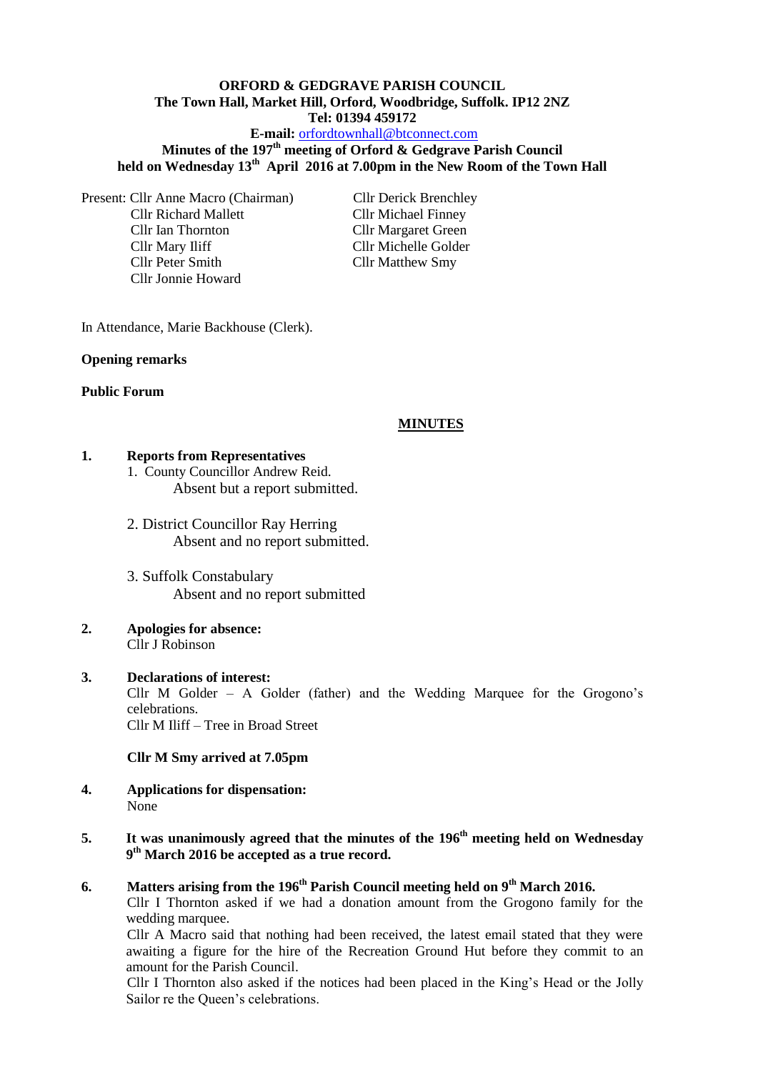**ORFORD & GEDGRAVE PARISH COUNCIL**
**The Town Hall, Market Hill, Orford, Woodbridge, Suffolk. IP12 2NZ**
**Tel: 01394 459172**
**E-mail:** orfordtownhall@btconnect.com

**Minutes of the 197th meeting of Orford & Gedgrave Parish Council held on Wednesday 13th April 2016 at 7.00pm in the New Room of the Town Hall**

Present: Cllr Anne Macro (Chairman)
Cllr Richard Mallett
Cllr Ian Thornton
Cllr Mary Iliff
Cllr Peter Smith
Cllr Jonnie Howard
Cllr Derick Brenchley
Cllr Michael Finney
Cllr Margaret Green
Cllr Michelle Golder
Cllr Matthew Smy

In Attendance, Marie Backhouse (Clerk).

**Opening remarks**

**Public Forum**

**MINUTES**

**1. Reports from Representatives**

1. County Councillor Andrew Reid.
   Absent but a report submitted.

2. District Councillor Ray Herring
   Absent and no report submitted.

3. Suffolk Constabulary
   Absent and no report submitted

**2. Apologies for absence:**
Cllr J Robinson

**3. Declarations of interest:**
Cllr M Golder – A Golder (father) and the Wedding Marquee for the Grogono's celebrations.
Cllr M Iliff – Tree in Broad Street

**Cllr M Smy arrived at 7.05pm**

**4. Applications for dispensation:**
None

**5. It was unanimously agreed that the minutes of the 196th meeting held on Wednesday 9th March 2016 be accepted as a true record.**

**6. Matters arising from the 196th Parish Council meeting held on 9th March 2016.**
Cllr I Thornton asked if we had a donation amount from the Grogono family for the wedding marquee.
Cllr A Macro said that nothing had been received, the latest email stated that they were awaiting a figure for the hire of the Recreation Ground Hut before they commit to an amount for the Parish Council.
Cllr I Thornton also asked if the notices had been placed in the King's Head or the Jolly Sailor re the Queen's celebrations.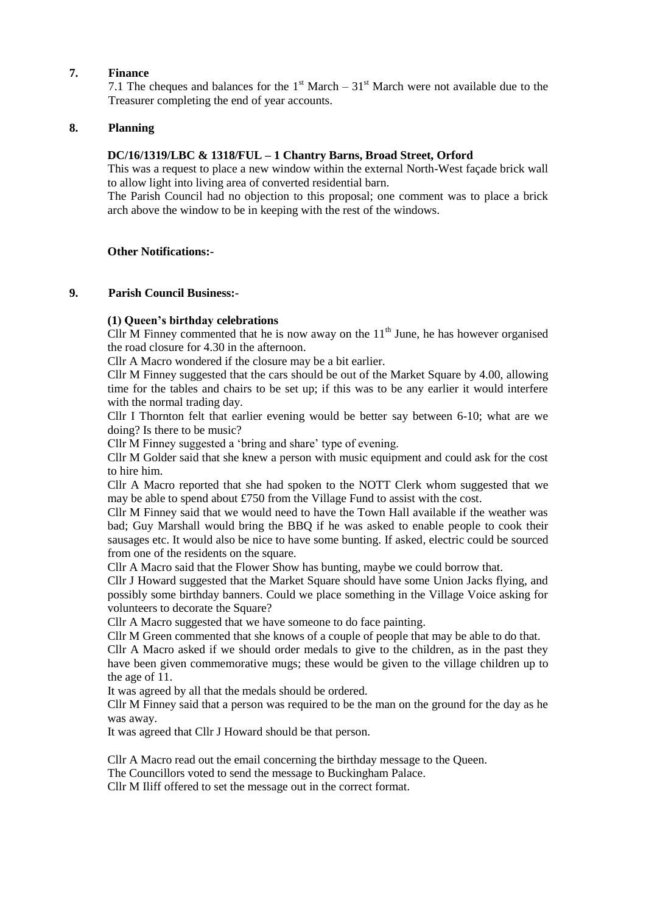## 7. Finance

7.1 The cheques and balances for the 1st March – 31st March were not available due to the Treasurer completing the end of year accounts.

## 8. Planning

**DC/16/1319/LBC & 1318/FUL – 1 Chantry Barns, Broad Street, Orford**

This was a request to place a new window within the external North-West façade brick wall to allow light into living area of converted residential barn.

The Parish Council had no objection to this proposal; one comment was to place a brick arch above the window to be in keeping with the rest of the windows.

**Other Notifications:-**

## 9. Parish Council Business:-

**(1) Queen's birthday celebrations**

Cllr M Finney commented that he is now away on the 11th June, he has however organised the road closure for 4.30 in the afternoon.

Cllr A Macro wondered if the closure may be a bit earlier.

Cllr M Finney suggested that the cars should be out of the Market Square by 4.00, allowing time for the tables and chairs to be set up; if this was to be any earlier it would interfere with the normal trading day.

Cllr I Thornton felt that earlier evening would be better say between 6-10; what are we doing? Is there to be music?

Cllr M Finney suggested a 'bring and share' type of evening.

Cllr M Golder said that she knew a person with music equipment and could ask for the cost to hire him.

Cllr A Macro reported that she had spoken to the NOTT Clerk whom suggested that we may be able to spend about £750 from the Village Fund to assist with the cost.

Cllr M Finney said that we would need to have the Town Hall available if the weather was bad; Guy Marshall would bring the BBQ if he was asked to enable people to cook their sausages etc. It would also be nice to have some bunting. If asked, electric could be sourced from one of the residents on the square.

Cllr A Macro said that the Flower Show has bunting, maybe we could borrow that.

Cllr J Howard suggested that the Market Square should have some Union Jacks flying, and possibly some birthday banners. Could we place something in the Village Voice asking for volunteers to decorate the Square?

Cllr A Macro suggested that we have someone to do face painting.

Cllr M Green commented that she knows of a couple of people that may be able to do that.

Cllr A Macro asked if we should order medals to give to the children, as in the past they have been given commemorative mugs; these would be given to the village children up to the age of 11.

It was agreed by all that the medals should be ordered.

Cllr M Finney said that a person was required to be the man on the ground for the day as he was away.

It was agreed that Cllr J Howard should be that person.

Cllr A Macro read out the email concerning the birthday message to the Queen.

The Councillors voted to send the message to Buckingham Palace.

Cllr M Iliff offered to set the message out in the correct format.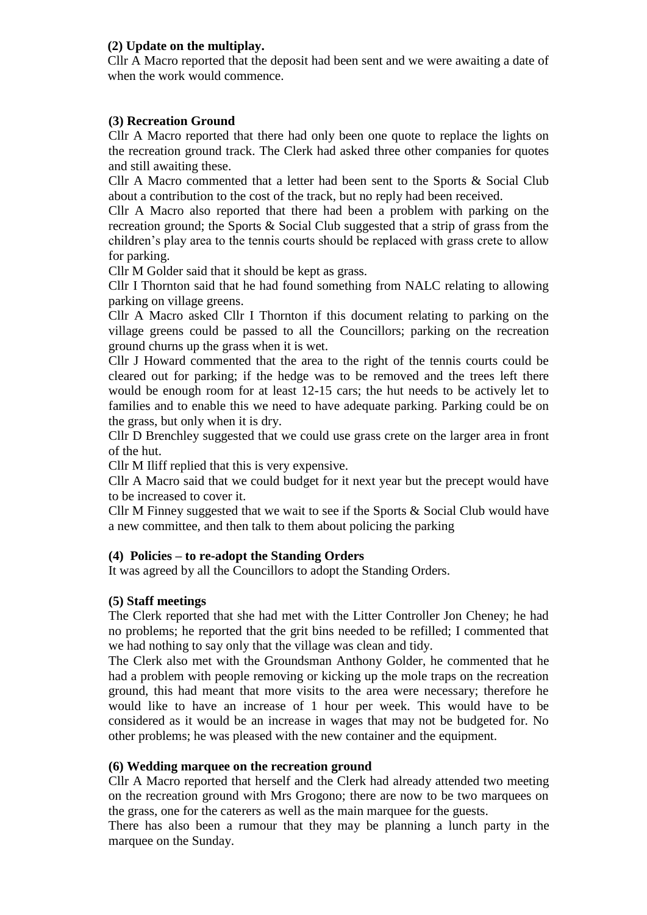**(2) Update on the multiplay.**

Cllr A Macro reported that the deposit had been sent and we were awaiting a date of when the work would commence.

**(3) Recreation Ground**

Cllr A Macro reported that there had only been one quote to replace the lights on the recreation ground track. The Clerk had asked three other companies for quotes and still awaiting these.

Cllr A Macro commented that a letter had been sent to the Sports & Social Club about a contribution to the cost of the track, but no reply had been received.

Cllr A Macro also reported that there had been a problem with parking on the recreation ground; the Sports & Social Club suggested that a strip of grass from the children's play area to the tennis courts should be replaced with grass crete to allow for parking.

Cllr M Golder said that it should be kept as grass.

Cllr I Thornton said that he had found something from NALC relating to allowing parking on village greens.

Cllr A Macro asked Cllr I Thornton if this document relating to parking on the village greens could be passed to all the Councillors; parking on the recreation ground churns up the grass when it is wet.

Cllr J Howard commented that the area to the right of the tennis courts could be cleared out for parking; if the hedge was to be removed and the trees left there would be enough room for at least 12-15 cars; the hut needs to be actively let to families and to enable this we need to have adequate parking. Parking could be on the grass, but only when it is dry.

Cllr D Brenchley suggested that we could use grass crete on the larger area in front of the hut.

Cllr M Iliff replied that this is very expensive.

Cllr A Macro said that we could budget for it next year but the precept would have to be increased to cover it.

Cllr M Finney suggested that we wait to see if the Sports & Social Club would have a new committee, and then talk to them about policing the parking

**(4) Policies – to re-adopt the Standing Orders**

It was agreed by all the Councillors to adopt the Standing Orders.

**(5) Staff meetings**

The Clerk reported that she had met with the Litter Controller Jon Cheney; he had no problems; he reported that the grit bins needed to be refilled; I commented that we had nothing to say only that the village was clean and tidy.

The Clerk also met with the Groundsman Anthony Golder, he commented that he had a problem with people removing or kicking up the mole traps on the recreation ground, this had meant that more visits to the area were necessary; therefore he would like to have an increase of 1 hour per week. This would have to be considered as it would be an increase in wages that may not be budgeted for. No other problems; he was pleased with the new container and the equipment.

**(6) Wedding marquee on the recreation ground**

Cllr A Macro reported that herself and the Clerk had already attended two meeting on the recreation ground with Mrs Grogono; there are now to be two marquees on the grass, one for the caterers as well as the main marquee for the guests.

There has also been a rumour that they may be planning a lunch party in the marquee on the Sunday.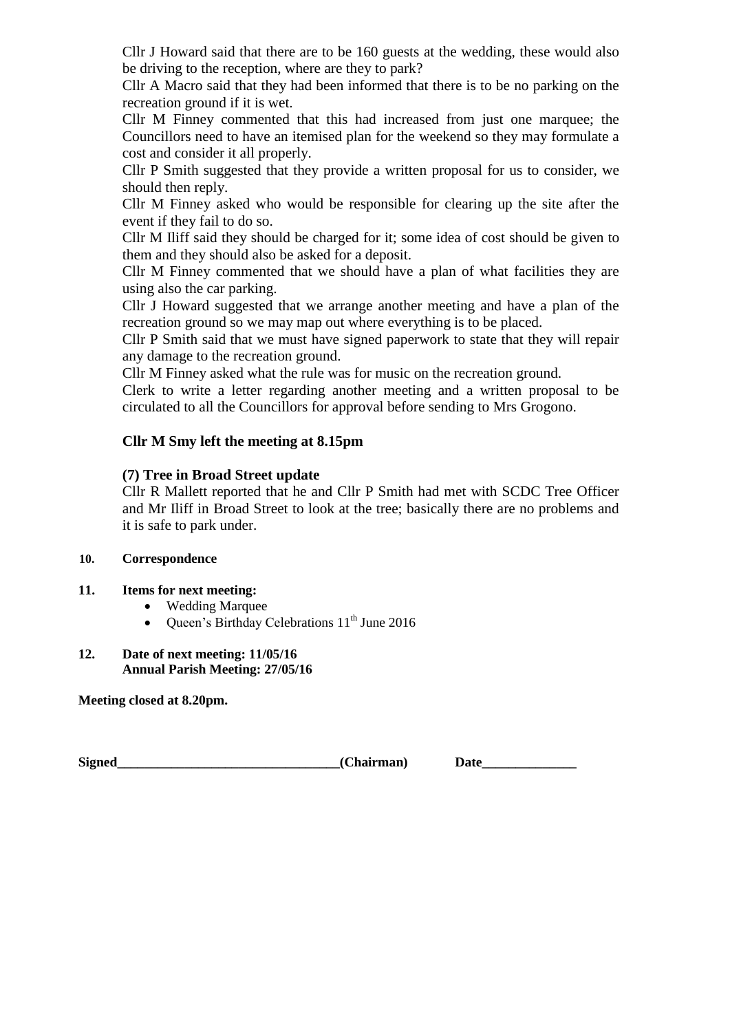Cllr J Howard said that there are to be 160 guests at the wedding, these would also be driving to the reception, where are they to park?

Cllr A Macro said that they had been informed that there is to be no parking on the recreation ground if it is wet.

Cllr M Finney commented that this had increased from just one marquee; the Councillors need to have an itemised plan for the weekend so they may formulate a cost and consider it all properly.

Cllr P Smith suggested that they provide a written proposal for us to consider, we should then reply.

Cllr M Finney asked who would be responsible for clearing up the site after the event if they fail to do so.

Cllr M Iliff said they should be charged for it; some idea of cost should be given to them and they should also be asked for a deposit.

Cllr M Finney commented that we should have a plan of what facilities they are using also the car parking.

Cllr J Howard suggested that we arrange another meeting and have a plan of the recreation ground so we may map out where everything is to be placed.

Cllr P Smith said that we must have signed paperwork to state that they will repair any damage to the recreation ground.

Cllr M Finney asked what the rule was for music on the recreation ground.

Clerk to write a letter regarding another meeting and a written proposal to be circulated to all the Councillors for approval before sending to Mrs Grogono.

**Cllr M Smy left the meeting at 8.15pm**

**(7) Tree in Broad Street update**

Cllr R Mallett reported that he and Cllr P Smith had met with SCDC Tree Officer and Mr Iliff in Broad Street to look at the tree; basically there are no problems and it is safe to park under.

**10. Correspondence**

**11. Items for next meeting:**

- Wedding Marquee
- Queen's Birthday Celebrations 11th June 2016

**12. Date of next meeting: 11/05/16**
**Annual Parish Meeting: 27/05/16**

**Meeting closed at 8.20pm.**

**Signed\_\_\_\_\_\_\_\_\_\_\_\_\_\_\_\_\_\_\_\_\_\_\_\_\_\_\_\_\_\_\_\_\_(Chairman) Date\_\_\_\_\_\_\_\_\_\_\_\_\_\_**